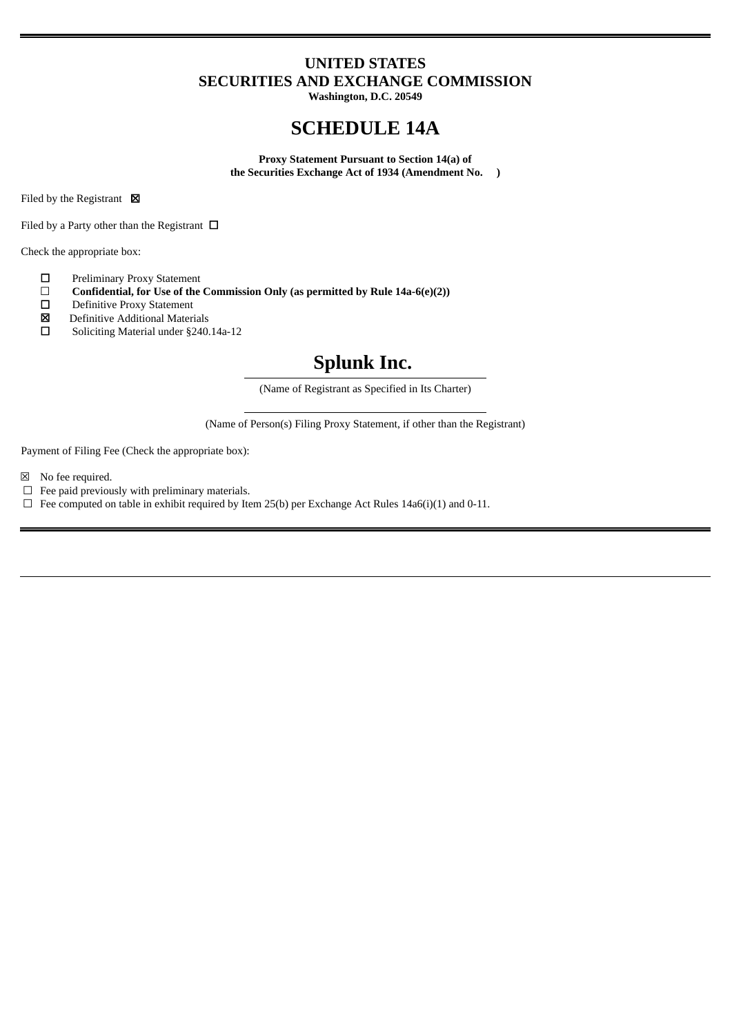# UNITED STATES
# SECURITIES AND EXCHANGE COMMISSION
**Washington, D.C. 20549**

# SCHEDULE 14A

**Proxy Statement Pursuant to Section 14(a) of the Securities Exchange Act of 1934 (Amendment No. )**

Filed by the Registrant ☒

Filed by a Party other than the Registrant ☐

Check the appropriate box:

- ☐ Preliminary Proxy Statement
- ☐ **Confidential, for Use of the Commission Only (as permitted by Rule 14a-6(e)(2))**
- ☐ Definitive Proxy Statement
- ☒ Definitive Additional Materials
- ☐ Soliciting Material under §240.14a-12

# Splunk Inc.

(Name of Registrant as Specified in Its Charter)

(Name of Person(s) Filing Proxy Statement, if other than the Registrant)

Payment of Filing Fee (Check the appropriate box):

- ☒ No fee required.
- ☐ Fee paid previously with preliminary materials.
- ☐ Fee computed on table in exhibit required by Item 25(b) per Exchange Act Rules 14a6(i)(1) and 0-11.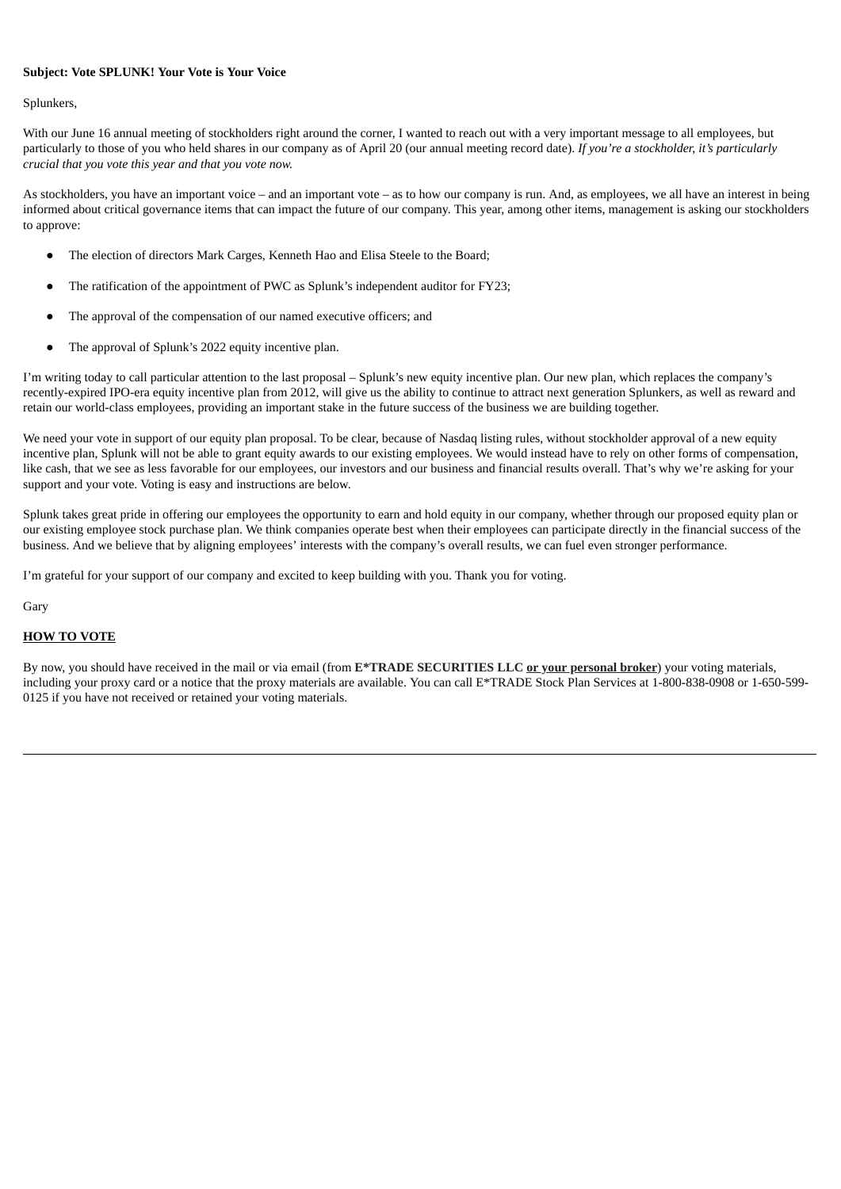**Subject: Vote SPLUNK! Your Vote is Your Voice**

Splunkers,

With our June 16 annual meeting of stockholders right around the corner, I wanted to reach out with a very important message to all employees, but particularly to those of you who held shares in our company as of April 20 (our annual meeting record date). *If you're a stockholder, it's particularly crucial that you vote this year and that you vote now.*

As stockholders, you have an important voice – and an important vote – as to how our company is run. And, as employees, we all have an interest in being informed about critical governance items that can impact the future of our company. This year, among other items, management is asking our stockholders to approve:

- The election of directors Mark Carges, Kenneth Hao and Elisa Steele to the Board;
- The ratification of the appointment of PWC as Splunk's independent auditor for FY23;
- The approval of the compensation of our named executive officers; and
- The approval of Splunk's 2022 equity incentive plan.

I'm writing today to call particular attention to the last proposal – Splunk's new equity incentive plan. Our new plan, which replaces the company's recently-expired IPO-era equity incentive plan from 2012, will give us the ability to continue to attract next generation Splunkers, as well as reward and retain our world-class employees, providing an important stake in the future success of the business we are building together.

We need your vote in support of our equity plan proposal. To be clear, because of Nasdaq listing rules, without stockholder approval of a new equity incentive plan, Splunk will not be able to grant equity awards to our existing employees. We would instead have to rely on other forms of compensation, like cash, that we see as less favorable for our employees, our investors and our business and financial results overall. That's why we're asking for your support and your vote. Voting is easy and instructions are below.

Splunk takes great pride in offering our employees the opportunity to earn and hold equity in our company, whether through our proposed equity plan or our existing employee stock purchase plan. We think companies operate best when their employees can participate directly in the financial success of the business. And we believe that by aligning employees' interests with the company's overall results, we can fuel even stronger performance.

I'm grateful for your support of our company and excited to keep building with you. Thank you for voting.

Gary

**HOW TO VOTE**

By now, you should have received in the mail or via email (from **E*TRADE SECURITIES LLC or your personal broker**) your voting materials, including your proxy card or a notice that the proxy materials are available. You can call E*TRADE Stock Plan Services at 1-800-838-0908 or 1-650-599-0125 if you have not received or retained your voting materials.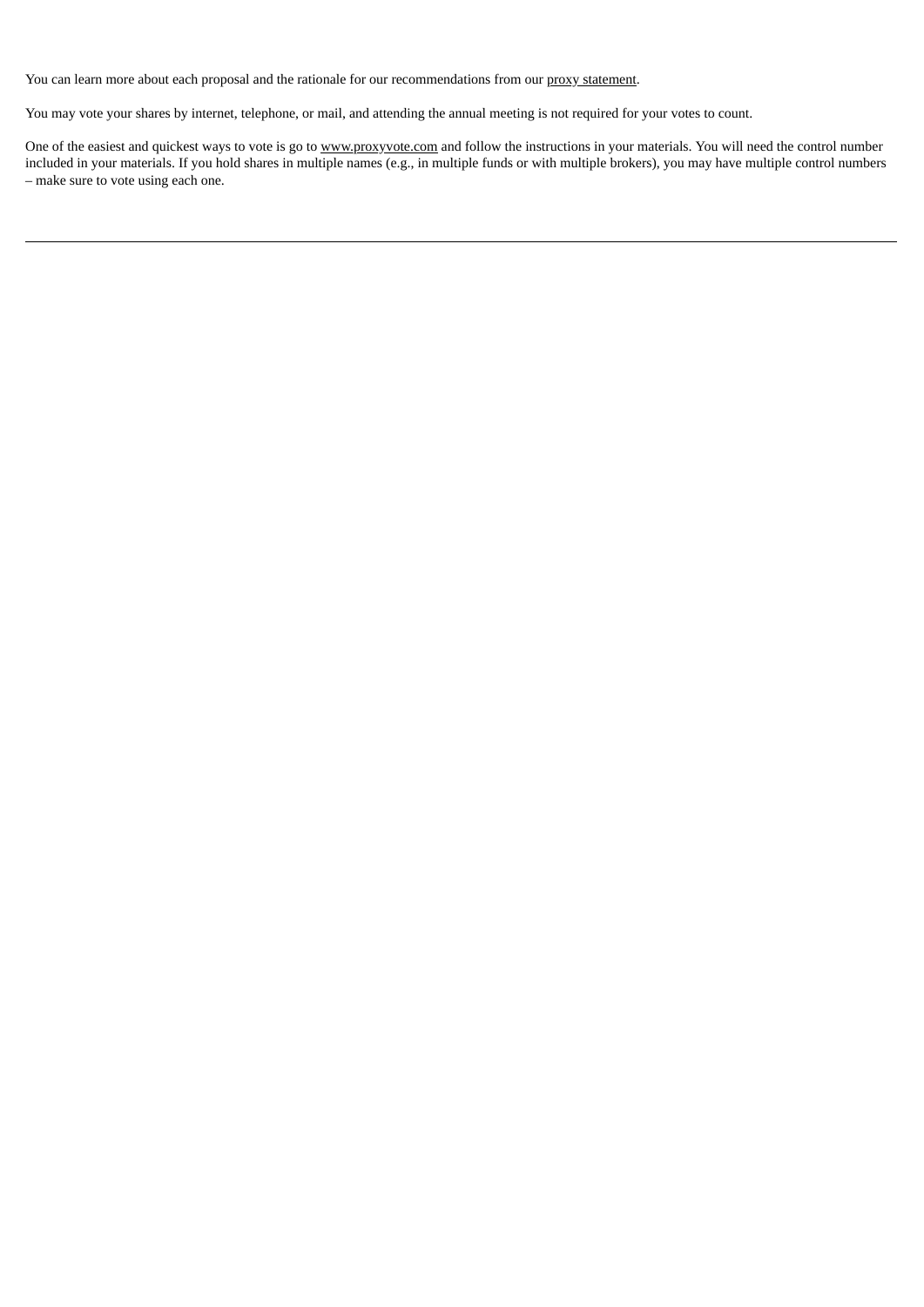You can learn more about each proposal and the rationale for our recommendations from our proxy statement.

You may vote your shares by internet, telephone, or mail, and attending the annual meeting is not required for your votes to count.

One of the easiest and quickest ways to vote is go to www.proxyvote.com and follow the instructions in your materials. You will need the control number included in your materials. If you hold shares in multiple names (e.g., in multiple funds or with multiple brokers), you may have multiple control numbers – make sure to vote using each one.

---